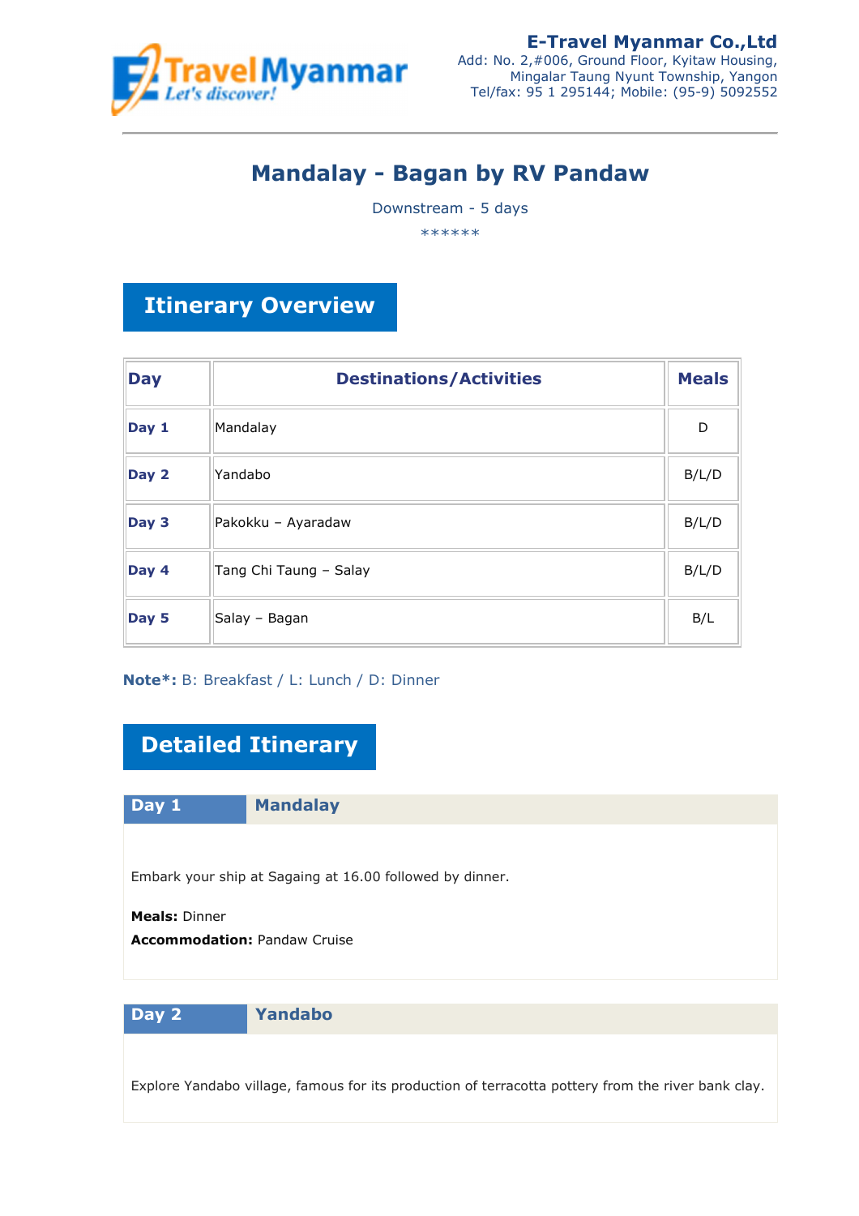**E-Travel Myanmar Co.,Ltd**
Add: No. 2,#006, Ground Floor, Kyitaw Housing,
Mingalar Taung Nyunt Township, Yangon
Tel/fax: 95 1 295144; Mobile: (95-9) 5092552

# Mandalay - Bagan by RV Pandaw

Downstream - 5 days

******

## Itinerary Overview

| Day | Destinations/Activities | Meals |
|---|---|---|
| **Day 1** | Mandalay | D |
| **Day 2** | Yandabo | B/L/D |
| **Day 3** | Pakokku – Ayaradaw | B/L/D |
| **Day 4** | Tang Chi Taung – Salay | B/L/D |
| **Day 5** | Salay – Bagan | B/L |

**Note*:** B: Breakfast / L: Lunch / D: Dinner

## Detailed Itinerary

### Day 1 Mandalay

Embark your ship at Sagaing at 16.00 followed by dinner.

**Meals:** Dinner
**Accommodation:** Pandaw Cruise

### Day 2 Yandabo

Explore Yandabo village, famous for its production of terracotta pottery from the river bank clay.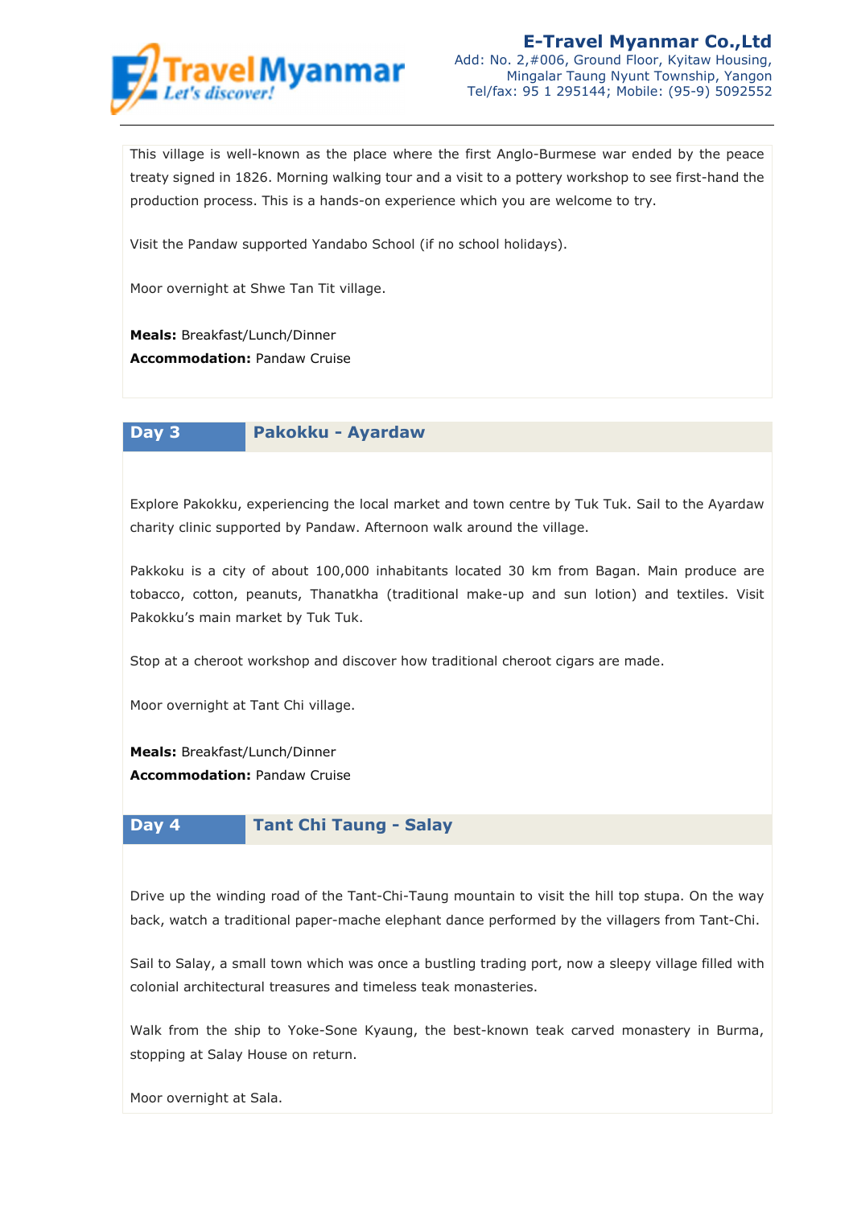This village is well-known as the place where the first Anglo-Burmese war ended by the peace treaty signed in 1826. Morning walking tour and a visit to a pottery workshop to see first-hand the production process. This is a hands-on experience which you are welcome to try.

Visit the Pandaw supported Yandabo School (if no school holidays).

Moor overnight at Shwe Tan Tit village.

**Meals:** Breakfast/Lunch/Dinner
**Accommodation:** Pandaw Cruise

## Day 3 Pakokku - Ayardaw

Explore Pakokku, experiencing the local market and town centre by Tuk Tuk. Sail to the Ayardaw charity clinic supported by Pandaw. Afternoon walk around the village.

Pakkoku is a city of about 100,000 inhabitants located 30 km from Bagan. Main produce are tobacco, cotton, peanuts, Thanatkha (traditional make-up and sun lotion) and textiles. Visit Pakokku's main market by Tuk Tuk.

Stop at a cheroot workshop and discover how traditional cheroot cigars are made.

Moor overnight at Tant Chi village.

**Meals:** Breakfast/Lunch/Dinner
**Accommodation:** Pandaw Cruise

## Day 4 Tant Chi Taung - Salay

Drive up the winding road of the Tant-Chi-Taung mountain to visit the hill top stupa. On the way back, watch a traditional paper-mache elephant dance performed by the villagers from Tant-Chi.

Sail to Salay, a small town which was once a bustling trading port, now a sleepy village filled with colonial architectural treasures and timeless teak monasteries.

Walk from the ship to Yoke-Sone Kyaung, the best-known teak carved monastery in Burma, stopping at Salay House on return.

Moor overnight at Sala.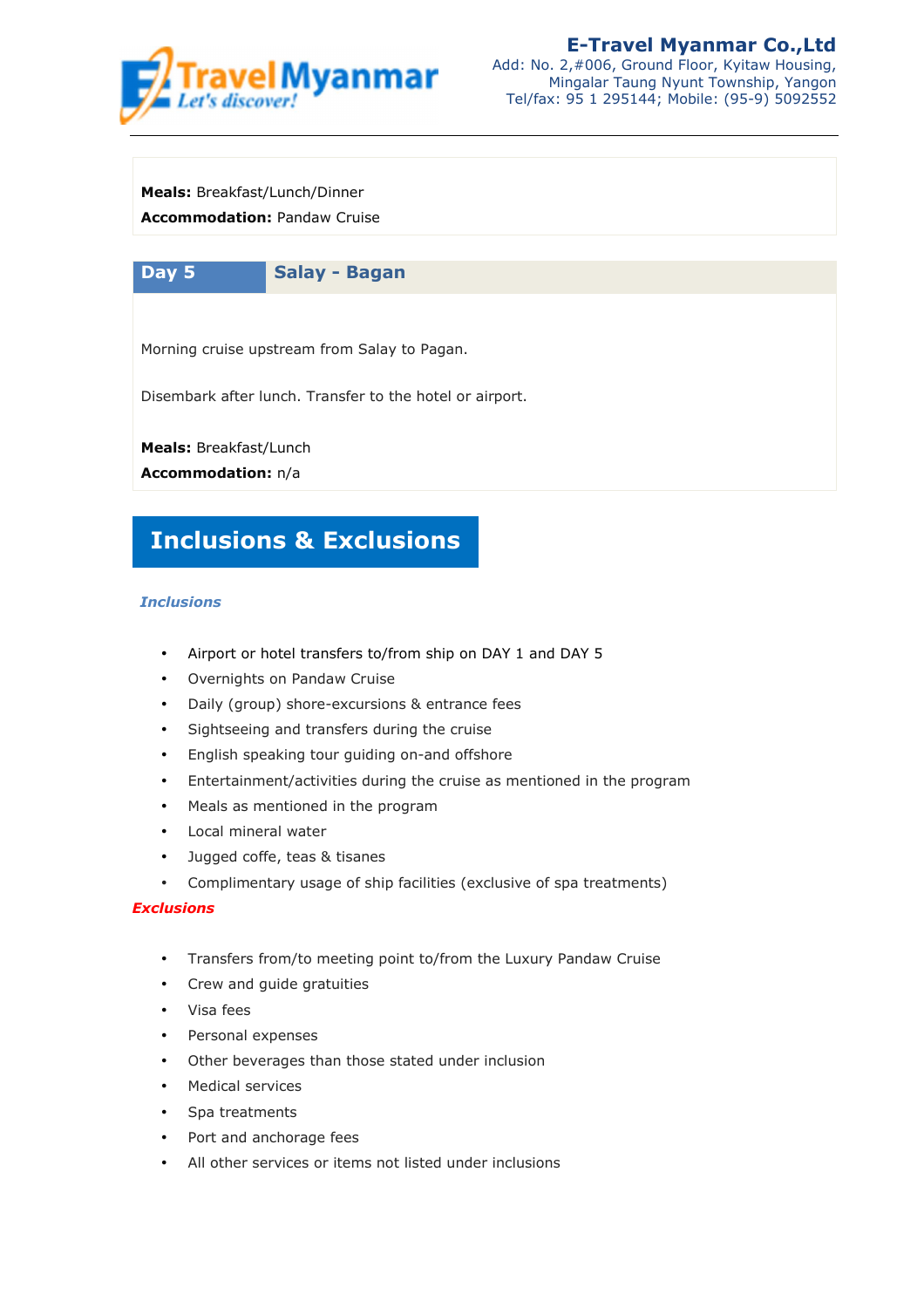**Meals:** Breakfast/Lunch/Dinner

**Accommodation:** Pandaw Cruise

## Day 5 Salay - Bagan

Morning cruise upstream from Salay to Pagan.

Disembark after lunch. Transfer to the hotel or airport.

**Meals:** Breakfast/Lunch

**Accommodation:** n/a

# Inclusions & Exclusions

***Inclusions***

- Airport or hotel transfers to/from ship on DAY 1 and DAY 5
- Overnights on Pandaw Cruise
- Daily (group) shore-excursions & entrance fees
- Sightseeing and transfers during the cruise
- English speaking tour guiding on-and offshore
- Entertainment/activities during the cruise as mentioned in the program
- Meals as mentioned in the program
- Local mineral water
- Jugged coffe, teas & tisanes
- Complimentary usage of ship facilities (exclusive of spa treatments)

***Exclusions***

- Transfers from/to meeting point to/from the Luxury Pandaw Cruise
- Crew and guide gratuities
- Visa fees
- Personal expenses
- Other beverages than those stated under inclusion
- Medical services
- Spa treatments
- Port and anchorage fees
- All other services or items not listed under inclusions